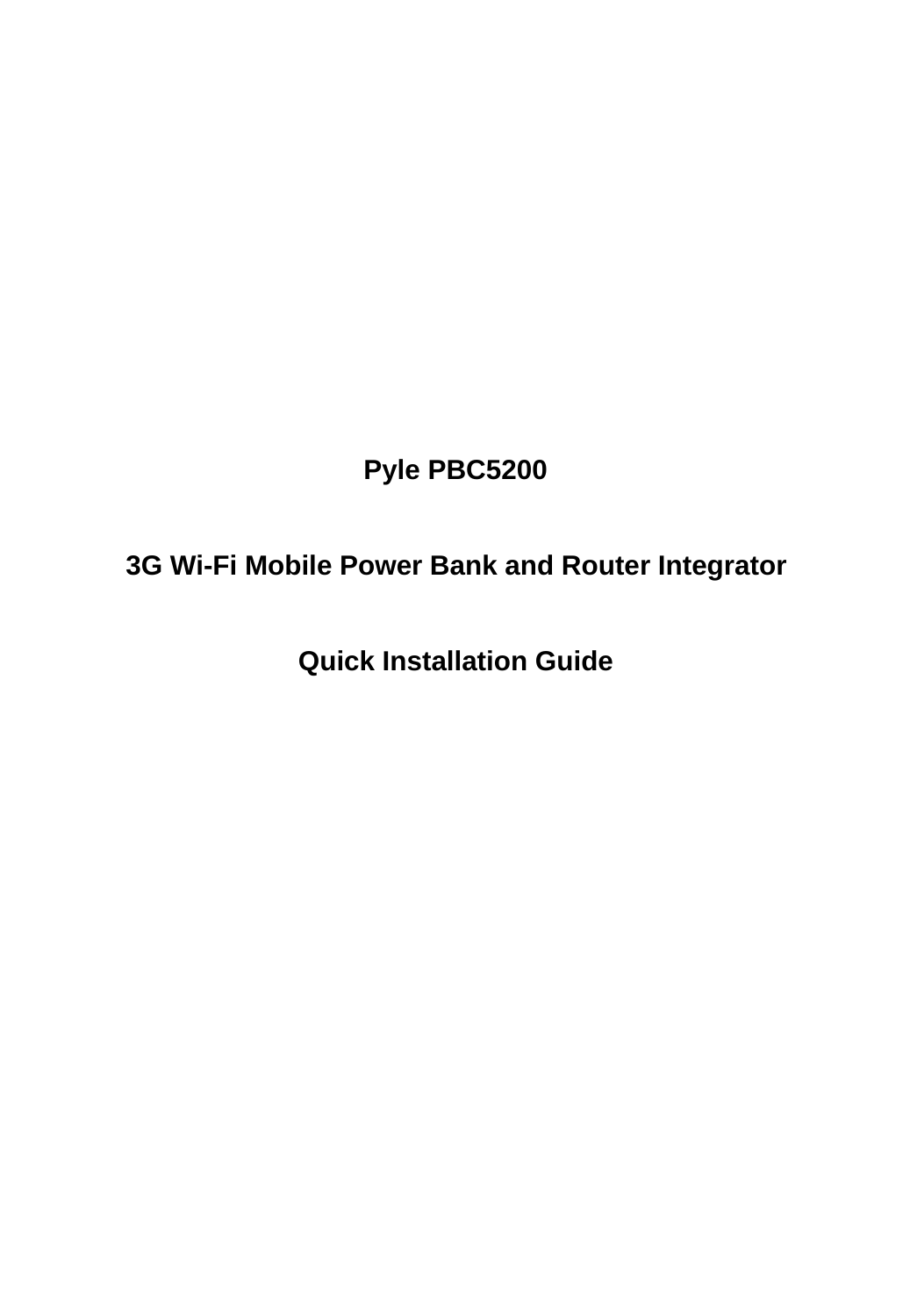# Pyle PBC5200

# 3G Wi-Fi Mobile Power Bank and Router Integrator

# Quick Installation Guide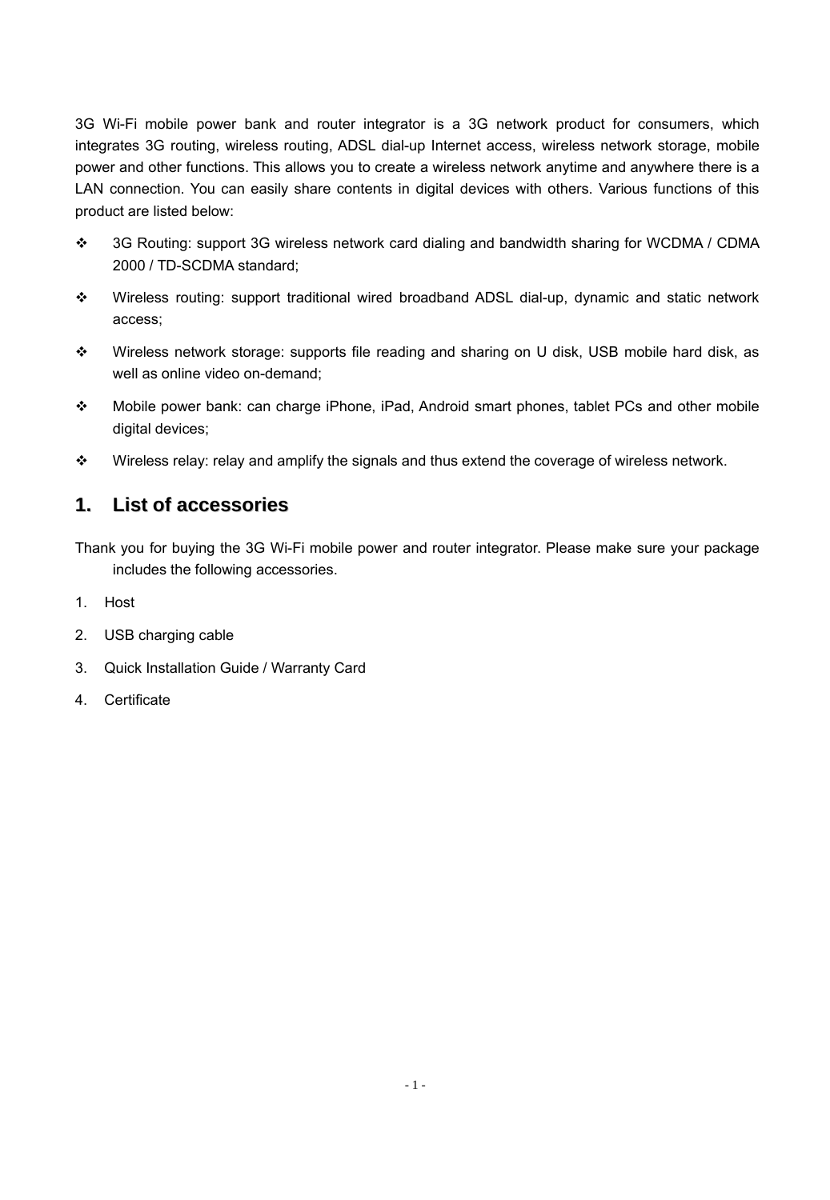3G Wi-Fi mobile power bank and router integrator is a 3G network product for consumers, which integrates 3G routing, wireless routing, ADSL dial-up Internet access, wireless network storage, mobile power and other functions. This allows you to create a wireless network anytime and anywhere there is a LAN connection. You can easily share contents in digital devices with others. Various functions of this product are listed below:

- 3G Routing: support 3G wireless network card dialing and bandwidth sharing for WCDMA / CDMA 2000 / TD-SCDMA standard;
- Wireless routing: support traditional wired broadband ADSL dial-up, dynamic and static network access;
- Wireless network storage: supports file reading and sharing on U disk, USB mobile hard disk, as well as online video on-demand;
- Mobile power bank: can charge iPhone, iPad, Android smart phones, tablet PCs and other mobile digital devices;
- Wireless relay: relay and amplify the signals and thus extend the coverage of wireless network.

# 1. List of accessories

Thank you for buying the 3G Wi-Fi mobile power and router integrator. Please make sure your package includes the following accessories.

1. Host
2. USB charging cable
3. Quick Installation Guide / Warranty Card
4. Certificate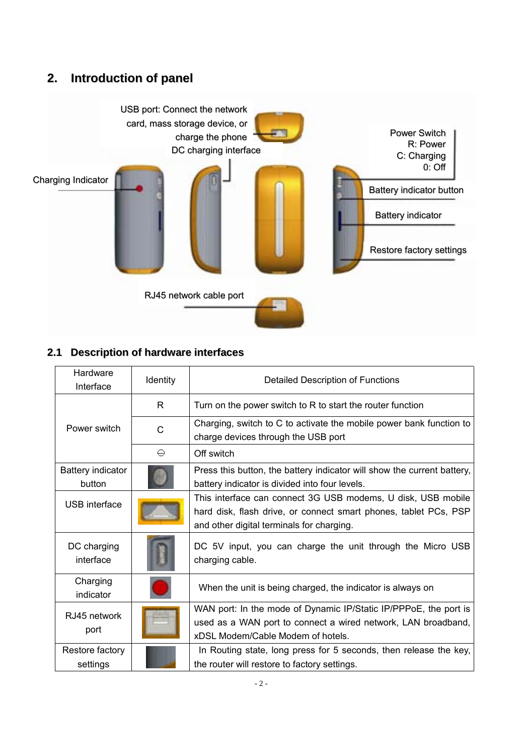## 2. Introduction of panel

USB port: Connect the network card, mass storage device, or charge the phone

DC charging interface

Charging Indicator

Power Switch
R: Power
C: Charging
0: Off

Battery indicator button

Battery indicator

Restore factory settings

RJ45 network cable port

### 2.1 Description of hardware interfaces

| Hardware Interface | Identity | Detailed Description of Functions |
|---|---|---|
| Power switch | R | Turn on the power switch to R to start the router function |
| | C | Charging, switch to C to activate the mobile power bank function to charge devices through the USB port |
| | ⊖ | Off switch |
| Battery indicator button | | Press this button, the battery indicator will show the current battery, battery indicator is divided into four levels. |
| USB interface | | This interface can connect 3G USB modems, U disk, USB mobile hard disk, flash drive, or connect smart phones, tablet PCs, PSP and other digital terminals for charging. |
| DC charging interface | | DC 5V input, you can charge the unit through the Micro USB charging cable. |
| Charging indicator | | When the unit is being charged, the indicator is always on |
| RJ45 network port | | WAN port: In the mode of Dynamic IP/Static IP/PPPoE, the port is used as a WAN port to connect a wired network, LAN broadband, xDSL Modem/Cable Modem of hotels. |
| Restore factory settings | | In Routing state, long press for 5 seconds, then release the key, the router will restore to factory settings. |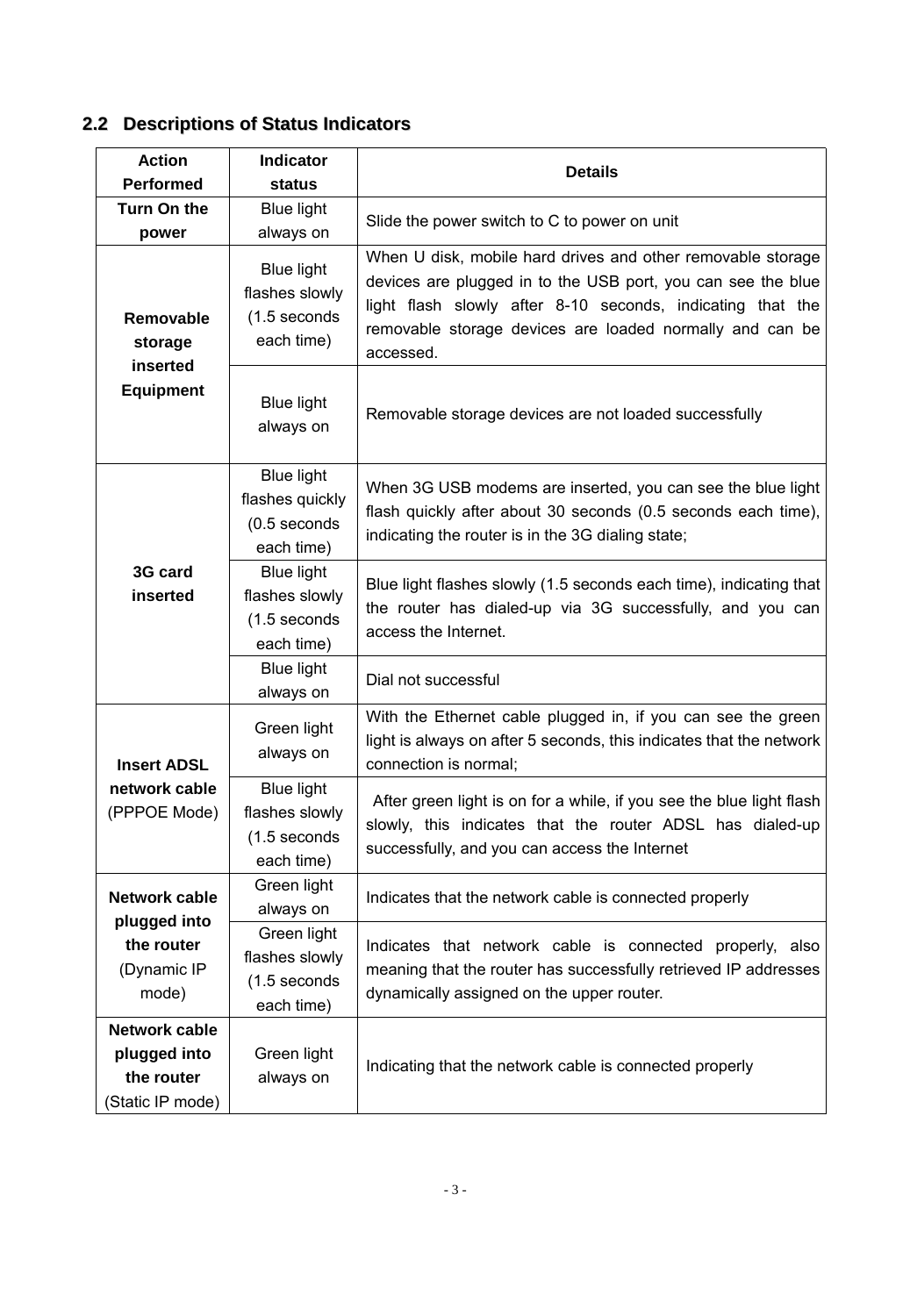## 2.2 Descriptions of Status Indicators

| Action Performed | Indicator status | Details |
|---|---|---|
| **Turn On the power** | Blue light always on | Slide the power switch to C to power on unit |
| **Removable storage inserted Equipment** | Blue light flashes slowly (1.5 seconds each time) | When U disk, mobile hard drives and other removable storage devices are plugged in to the USB port, you can see the blue light flash slowly after 8-10 seconds, indicating that the removable storage devices are loaded normally and can be accessed. |
| | Blue light always on | Removable storage devices are not loaded successfully |
| **3G card inserted** | Blue light flashes quickly (0.5 seconds each time) | When 3G USB modems are inserted, you can see the blue light flash quickly after about 30 seconds (0.5 seconds each time), indicating the router is in the 3G dialing state; |
| | Blue light flashes slowly (1.5 seconds each time) | Blue light flashes slowly (1.5 seconds each time), indicating that the router has dialed-up via 3G successfully, and you can access the Internet. |
| | Blue light always on | Dial not successful |
| **Insert ADSL network cable** (PPPOE Mode) | Green light always on | With the Ethernet cable plugged in, if you can see the green light is always on after 5 seconds, this indicates that the network connection is normal; |
| | Blue light flashes slowly (1.5 seconds each time) | After green light is on for a while, if you see the blue light flash slowly, this indicates that the router ADSL has dialed-up successfully, and you can access the Internet |
| **Network cable plugged into the router** (Dynamic IP mode) | Green light always on | Indicates that the network cable is connected properly |
| | Green light flashes slowly (1.5 seconds each time) | Indicates that network cable is connected properly, also meaning that the router has successfully retrieved IP addresses dynamically assigned on the upper router. |
| **Network cable plugged into the router** (Static IP mode) | Green light always on | Indicating that the network cable is connected properly |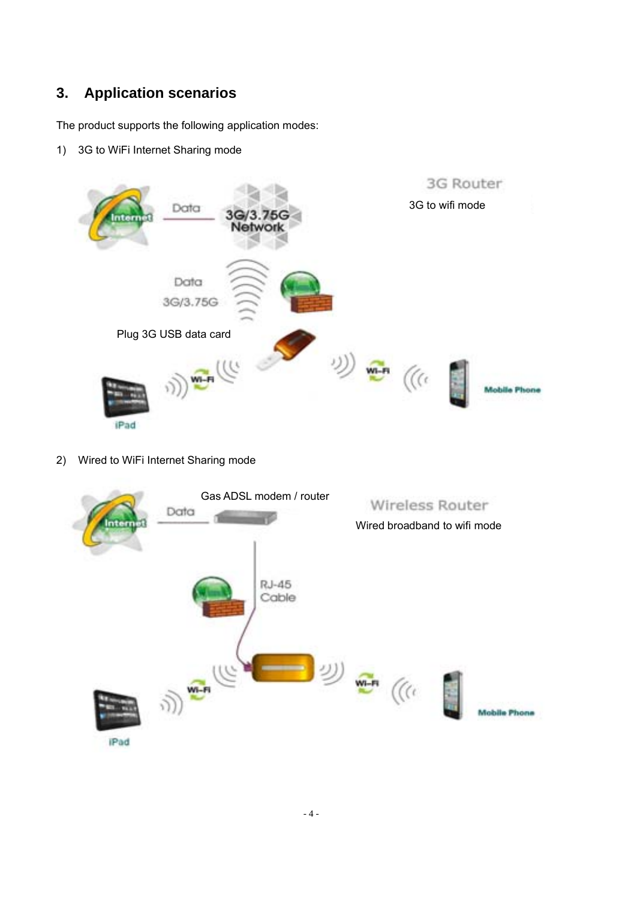## 3. Application scenarios

The product supports the following application modes:

1) 3G to WiFi Internet Sharing mode

3G Router

3G to wifi mode

Plug 3G USB data card

2) Wired to WiFi Internet Sharing mode

Gas ADSL modem / router

Wireless Router

Wired broadband to wifi mode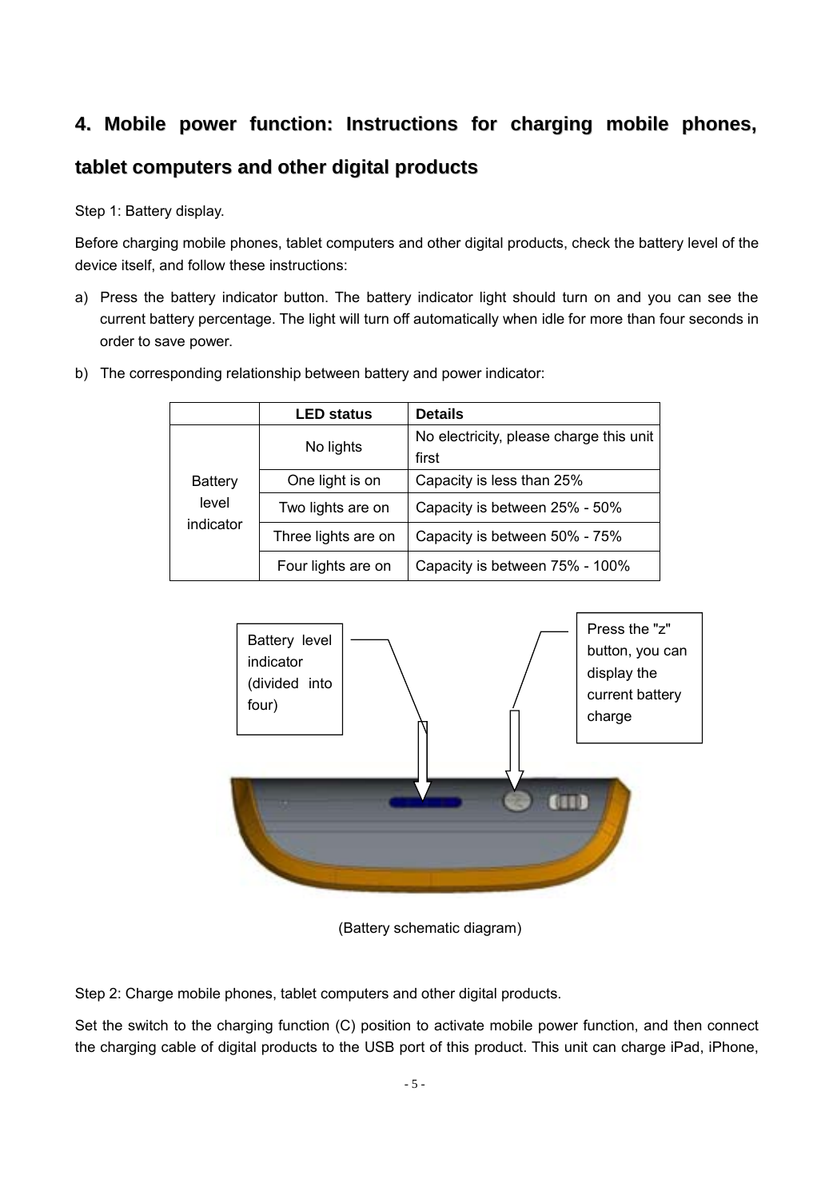## 4. Mobile power function: Instructions for charging mobile phones, tablet computers and other digital products

Step 1: Battery display.

Before charging mobile phones, tablet computers and other digital products, check the battery level of the device itself, and follow these instructions:

a) Press the battery indicator button. The battery indicator light should turn on and you can see the current battery percentage. The light will turn off automatically when idle for more than four seconds in order to save power.

b) The corresponding relationship between battery and power indicator:

| | LED status | Details |
|---|---|---|
| Battery level indicator | No lights | No electricity, please charge this unit first |
| | One light is on | Capacity is less than 25% |
| | Two lights are on | Capacity is between 25% - 50% |
| | Three lights are on | Capacity is between 50% - 75% |
| | Four lights are on | Capacity is between 75% - 100% |

Battery level indicator (divided into four)

Press the "z" button, you can display the current battery charge

(Battery schematic diagram)

Step 2: Charge mobile phones, tablet computers and other digital products.

Set the switch to the charging function (C) position to activate mobile power function, and then connect the charging cable of digital products to the USB port of this product. This unit can charge iPad, iPhone,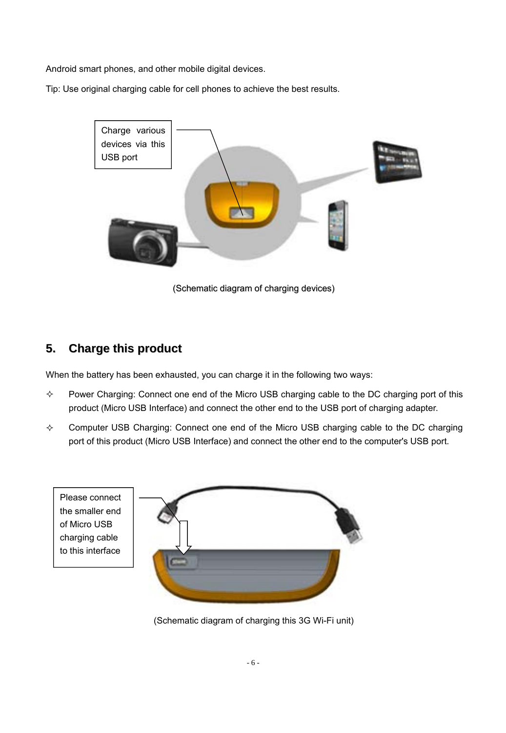Android smart phones, and other mobile digital devices.

Tip: Use original charging cable for cell phones to achieve the best results.

Charge various devices via this USB port

(Schematic diagram of charging devices)

## 5. Charge this product

When the battery has been exhausted, you can charge it in the following two ways:

- Power Charging: Connect one end of the Micro USB charging cable to the DC charging port of this product (Micro USB Interface) and connect the other end to the USB port of charging adapter.
- Computer USB Charging: Connect one end of the Micro USB charging cable to the DC charging port of this product (Micro USB Interface) and connect the other end to the computer's USB port.

Please connect the smaller end of Micro USB charging cable to this interface

(Schematic diagram of charging this 3G Wi-Fi unit)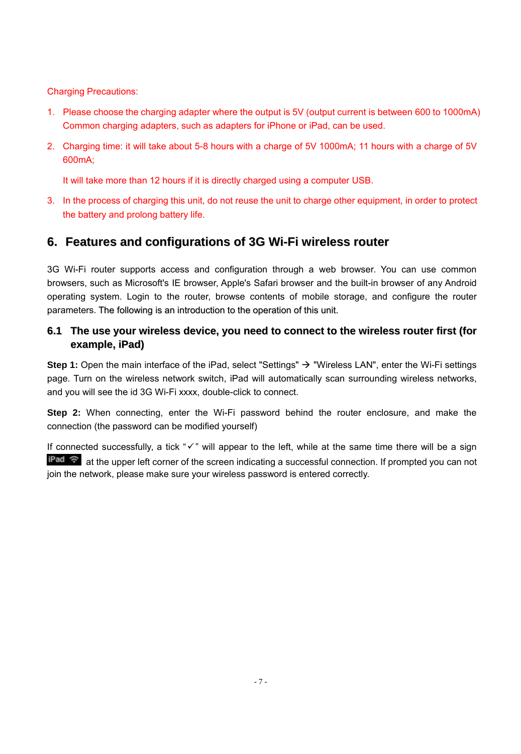Charging Precautions:

1. Please choose the charging adapter where the output is 5V (output current is between 600 to 1000mA) Common charging adapters, such as adapters for iPhone or iPad, can be used.
2. Charging time: it will take about 5-8 hours with a charge of 5V 1000mA; 11 hours with a charge of 5V 600mA;

   It will take more than 12 hours if it is directly charged using a computer USB.
3. In the process of charging this unit, do not reuse the unit to charge other equipment, in order to protect the battery and prolong battery life.

## 6. Features and configurations of 3G Wi-Fi wireless router

3G Wi-Fi router supports access and configuration through a web browser. You can use common browsers, such as Microsoft's IE browser, Apple's Safari browser and the built-in browser of any Android operating system. Login to the router, browse contents of mobile storage, and configure the router parameters. The following is an introduction to the operation of this unit.

### 6.1 The use your wireless device, you need to connect to the wireless router first (for example, iPad)

**Step 1:** Open the main interface of the iPad, select "Settings" → "Wireless LAN", enter the Wi-Fi settings page. Turn on the wireless network switch, iPad will automatically scan surrounding wireless networks, and you will see the id 3G Wi-Fi xxxx, double-click to connect.

**Step 2:** When connecting, enter the Wi-Fi password behind the router enclosure, and make the connection (the password can be modified yourself)

If connected successfully, a tick "✓" will appear to the left, while at the same time there will be a sign iPad at the upper left corner of the screen indicating a successful connection. If prompted you can not join the network, please make sure your wireless password is entered correctly.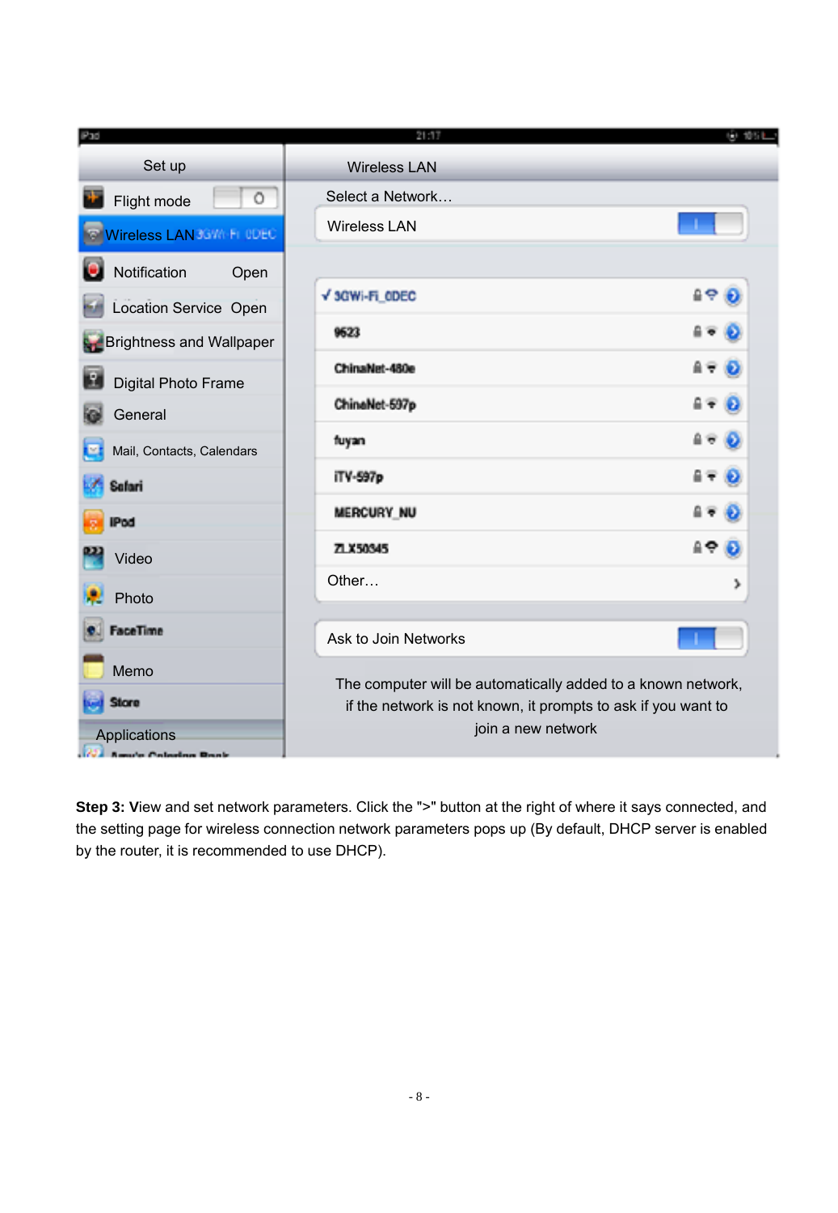**Step 3:** View and set network parameters. Click the ">" button at the right of where it says connected, and the setting page for wireless connection network parameters pops up (By default, DHCP server is enabled by the router, it is recommended to use DHCP).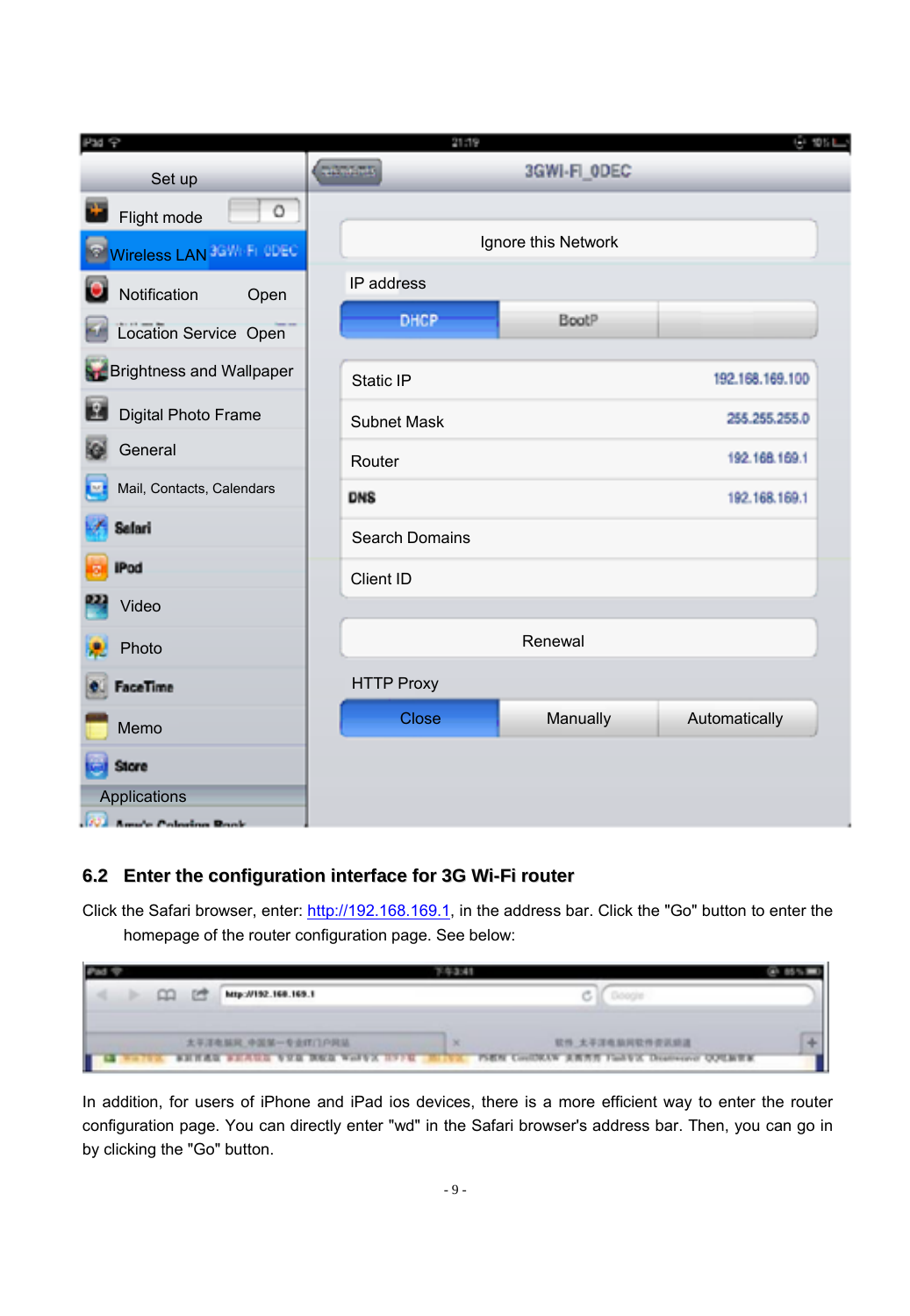## 6.2 Enter the configuration interface for 3G Wi-Fi router

Click the Safari browser, enter: http://192.168.169.1, in the address bar. Click the "Go" button to enter the homepage of the router configuration page. See below:

In addition, for users of iPhone and iPad ios devices, there is a more efficient way to enter the router configuration page. You can directly enter "wd" in the Safari browser's address bar. Then, you can go in by clicking the "Go" button.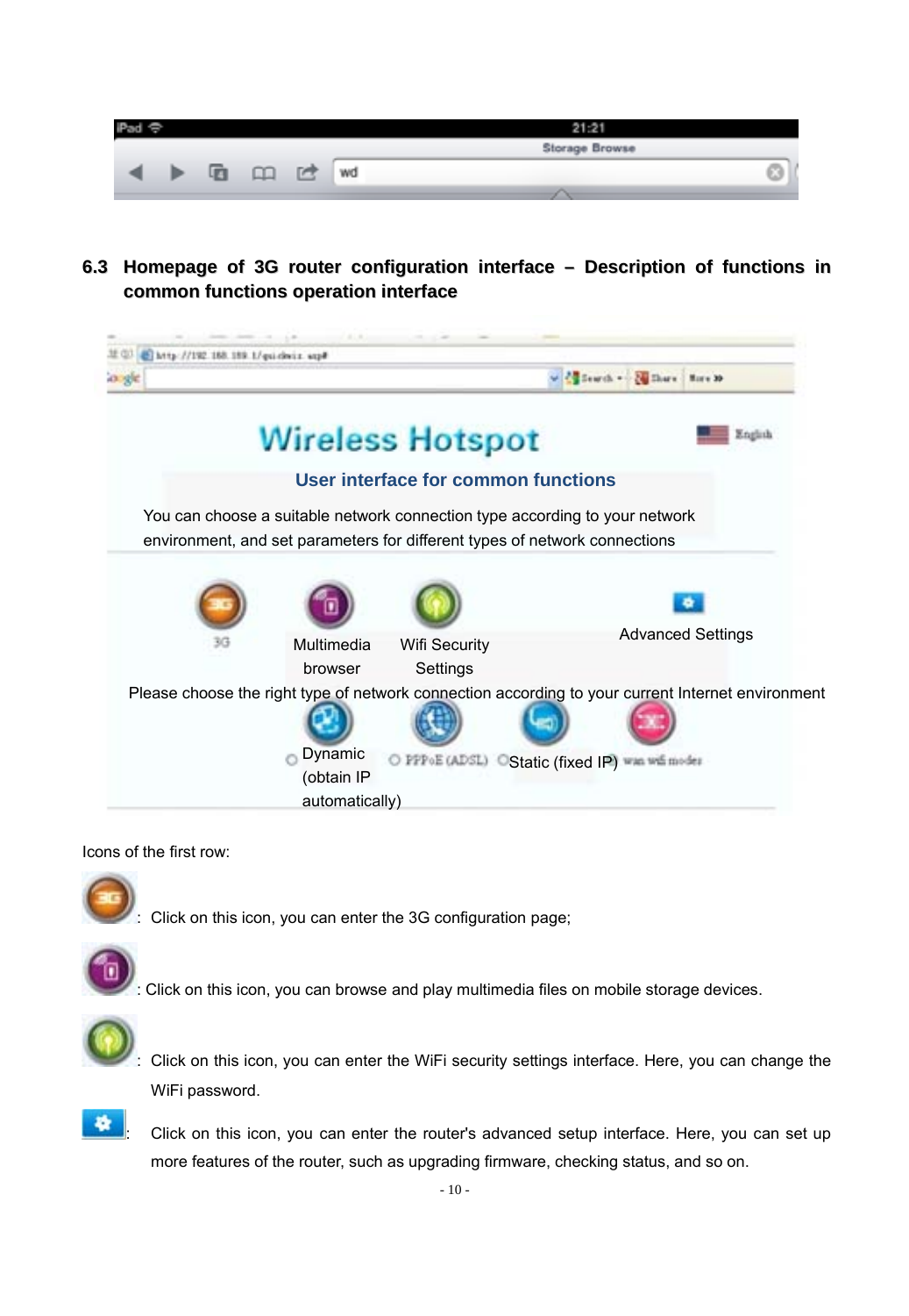## 6.3 Homepage of 3G router configuration interface – Description of functions in common functions operation interface

Icons of the first row:

: Click on this icon, you can enter the 3G configuration page;

: Click on this icon, you can browse and play multimedia files on mobile storage devices.

: Click on this icon, you can enter the WiFi security settings interface. Here, you can change the WiFi password.

: Click on this icon, you can enter the router's advanced setup interface. Here, you can set up more features of the router, such as upgrading firmware, checking status, and so on.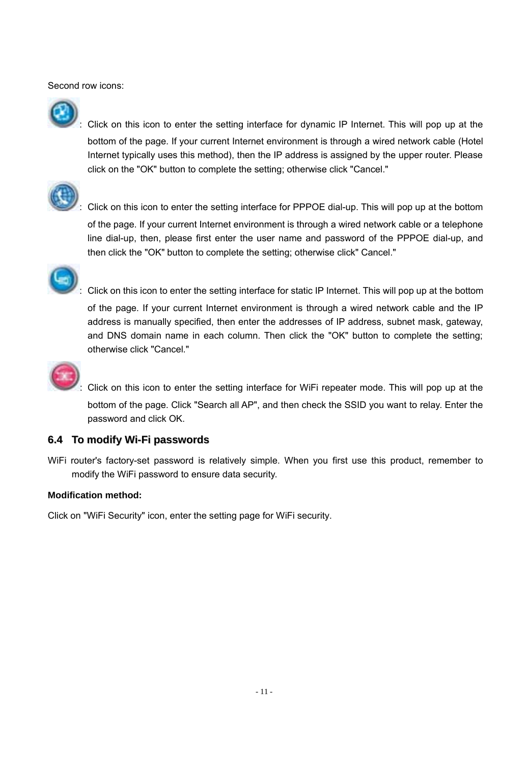Second row icons:

: Click on this icon to enter the setting interface for dynamic IP Internet. This will pop up at the bottom of the page. If your current Internet environment is through a wired network cable (Hotel Internet typically uses this method), then the IP address is assigned by the upper router. Please click on the "OK" button to complete the setting; otherwise click "Cancel."

: Click on this icon to enter the setting interface for PPPOE dial-up. This will pop up at the bottom of the page. If your current Internet environment is through a wired network cable or a telephone line dial-up, then, please first enter the user name and password of the PPPOE dial-up, and then click the "OK" button to complete the setting; otherwise click" Cancel."

: Click on this icon to enter the setting interface for static IP Internet. This will pop up at the bottom of the page. If your current Internet environment is through a wired network cable and the IP address is manually specified, then enter the addresses of IP address, subnet mask, gateway, and DNS domain name in each column. Then click the "OK" button to complete the setting; otherwise click "Cancel."

: Click on this icon to enter the setting interface for WiFi repeater mode. This will pop up at the bottom of the page. Click "Search all AP", and then check the SSID you want to relay. Enter the password and click OK.

## 6.4 To modify Wi-Fi passwords

WiFi router's factory-set password is relatively simple. When you first use this product, remember to modify the WiFi password to ensure data security.

**Modification method:**

Click on "WiFi Security" icon, enter the setting page for WiFi security.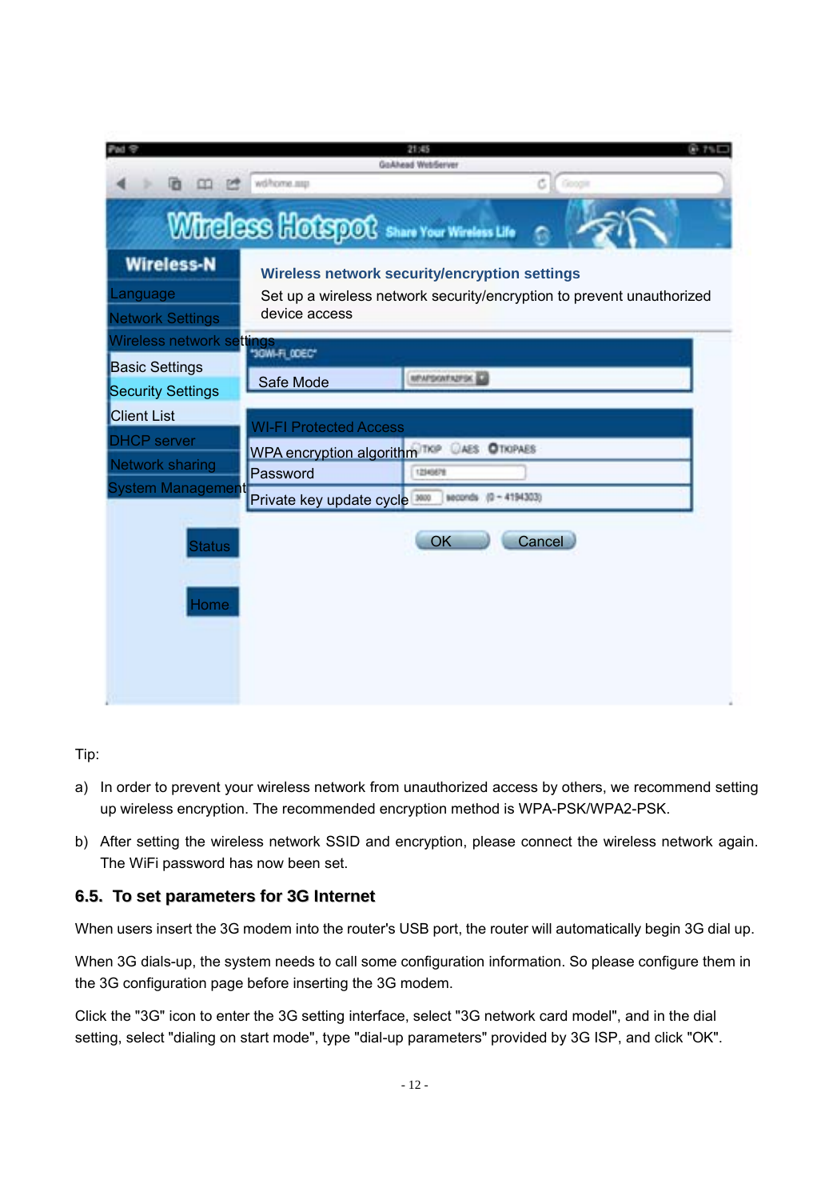Tip:

a) In order to prevent your wireless network from unauthorized access by others, we recommend setting up wireless encryption. The recommended encryption method is WPA-PSK/WPA2-PSK.

b) After setting the wireless network SSID and encryption, please connect the wireless network again. The WiFi password has now been set.

## 6.5. To set parameters for 3G Internet

When users insert the 3G modem into the router's USB port, the router will automatically begin 3G dial up.

When 3G dials-up, the system needs to call some configuration information. So please configure them in the 3G configuration page before inserting the 3G modem.

Click the "3G" icon to enter the 3G setting interface, select "3G network card model", and in the dial setting, select "dialing on start mode", type "dial-up parameters" provided by 3G ISP, and click "OK".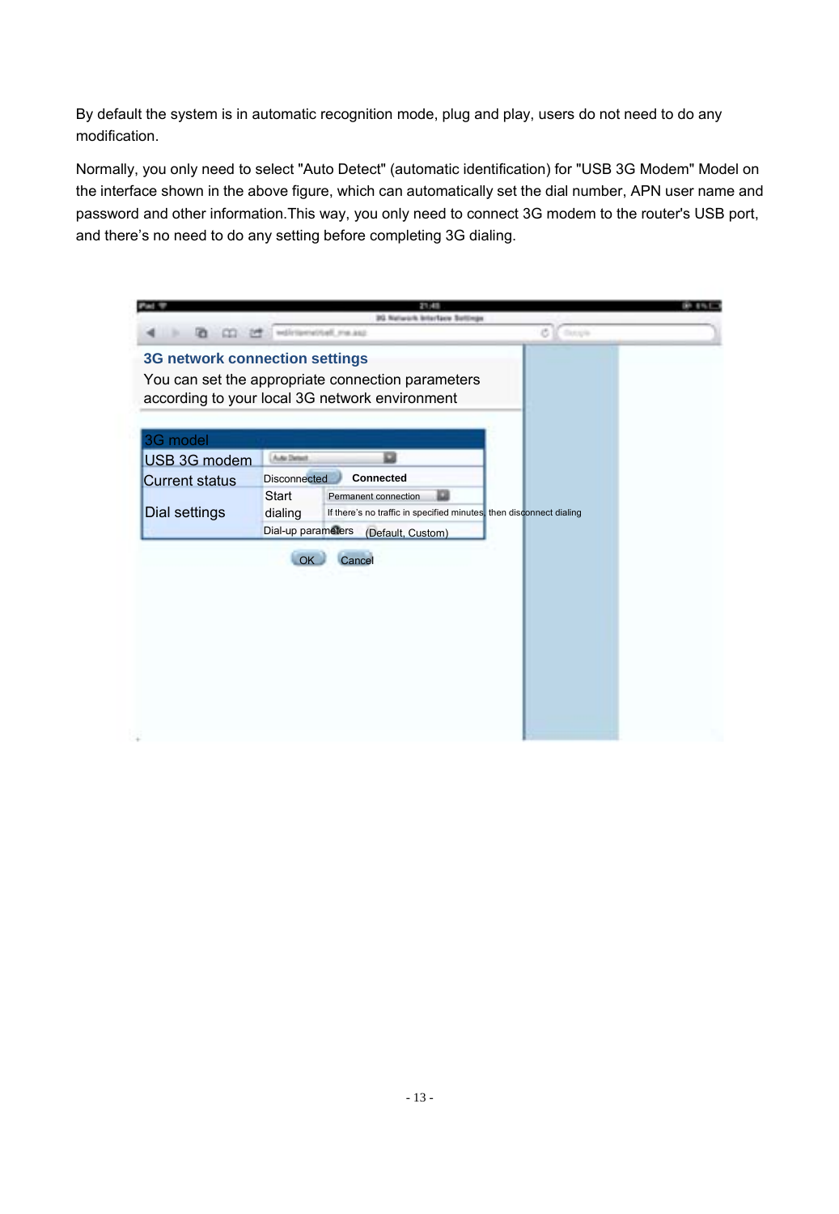By default the system is in automatic recognition mode, plug and play, users do not need to do any modification.

Normally, you only need to select "Auto Detect" (automatic identification) for "USB 3G Modem" Model on the interface shown in the above figure, which can automatically set the dial number, APN user name and password and other information.This way, you only need to connect 3G modem to the router's USB port, and there's no need to do any setting before completing 3G dialing.

**3G network connection settings**

You can set the appropriate connection parameters according to your local 3G network environment

| 3G model | | |
|---|---|---|
| USB 3G modem | Auto Detect | |
| Current status | Disconnected | Connected |
| Dial settings | Start dialing | Permanent connection |
| | | If there's no traffic in specified minutes, then disconnect dialing |
| | Dial-up parameters | (Default, Custom) |

OK Cancel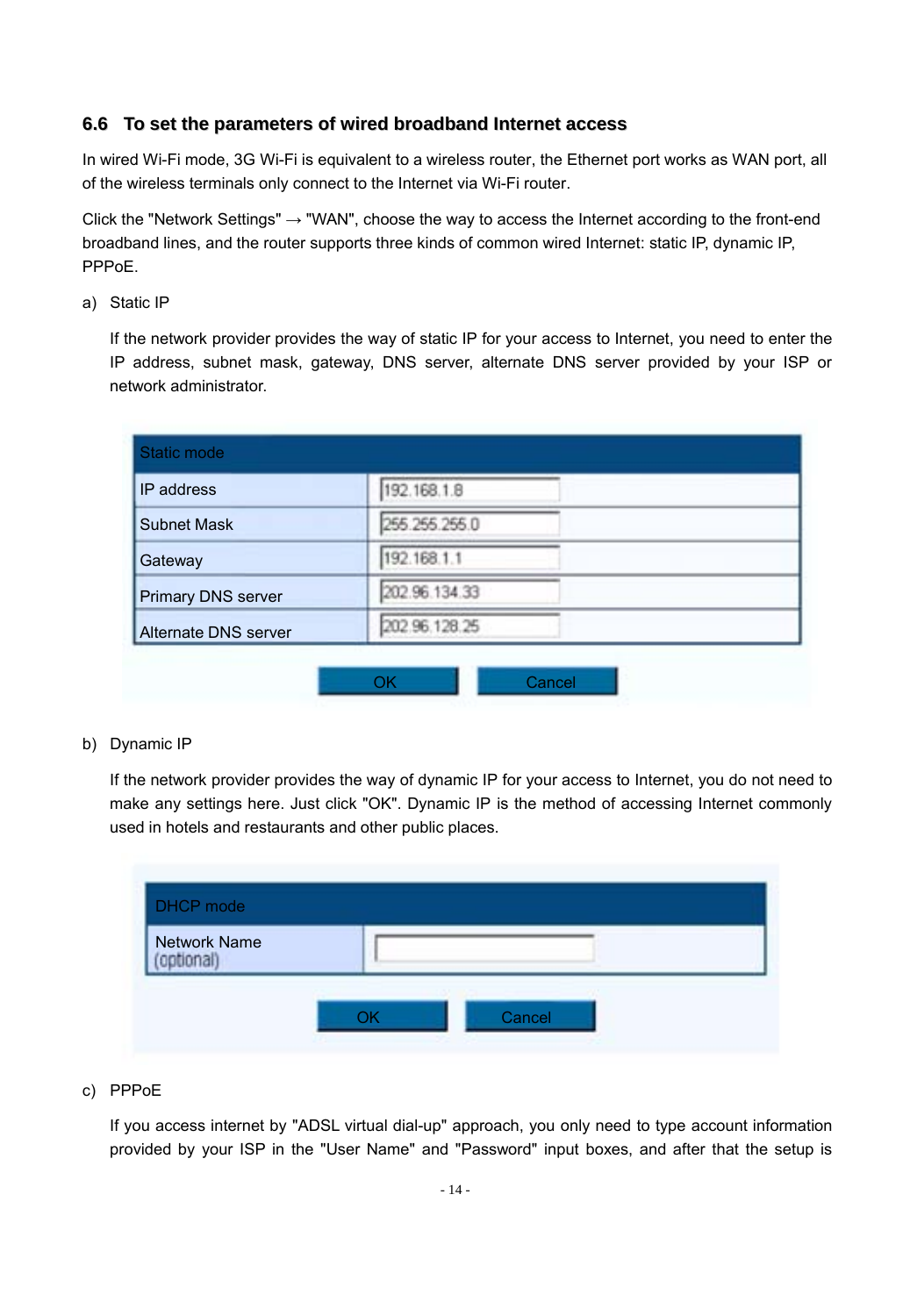### 6.6 To set the parameters of wired broadband Internet access

In wired Wi-Fi mode, 3G Wi-Fi is equivalent to a wireless router, the Ethernet port works as WAN port, all of the wireless terminals only connect to the Internet via Wi-Fi router.

Click the "Network Settings" → "WAN", choose the way to access the Internet according to the front-end broadband lines, and the router supports three kinds of common wired Internet: static IP, dynamic IP, PPPoE.

a) Static IP

If the network provider provides the way of static IP for your access to Internet, you need to enter the IP address, subnet mask, gateway, DNS server, alternate DNS server provided by your ISP or network administrator.

| Static mode | |
|---|---|
| IP address | 192.168.1.8 |
| Subnet Mask | 255.255.255.0 |
| Gateway | 192.168.1.1 |
| Primary DNS server | 202.96.134.33 |
| Alternate DNS server | 202.96.128.25 |

OK Cancel

b) Dynamic IP

If the network provider provides the way of dynamic IP for your access to Internet, you do not need to make any settings here. Just click "OK". Dynamic IP is the method of accessing Internet commonly used in hotels and restaurants and other public places.

| DHCP mode | |
|---|---|
| Network Name (optional) | |

OK Cancel

c) PPPoE

If you access internet by "ADSL virtual dial-up" approach, you only need to type account information provided by your ISP in the "User Name" and "Password" input boxes, and after that the setup is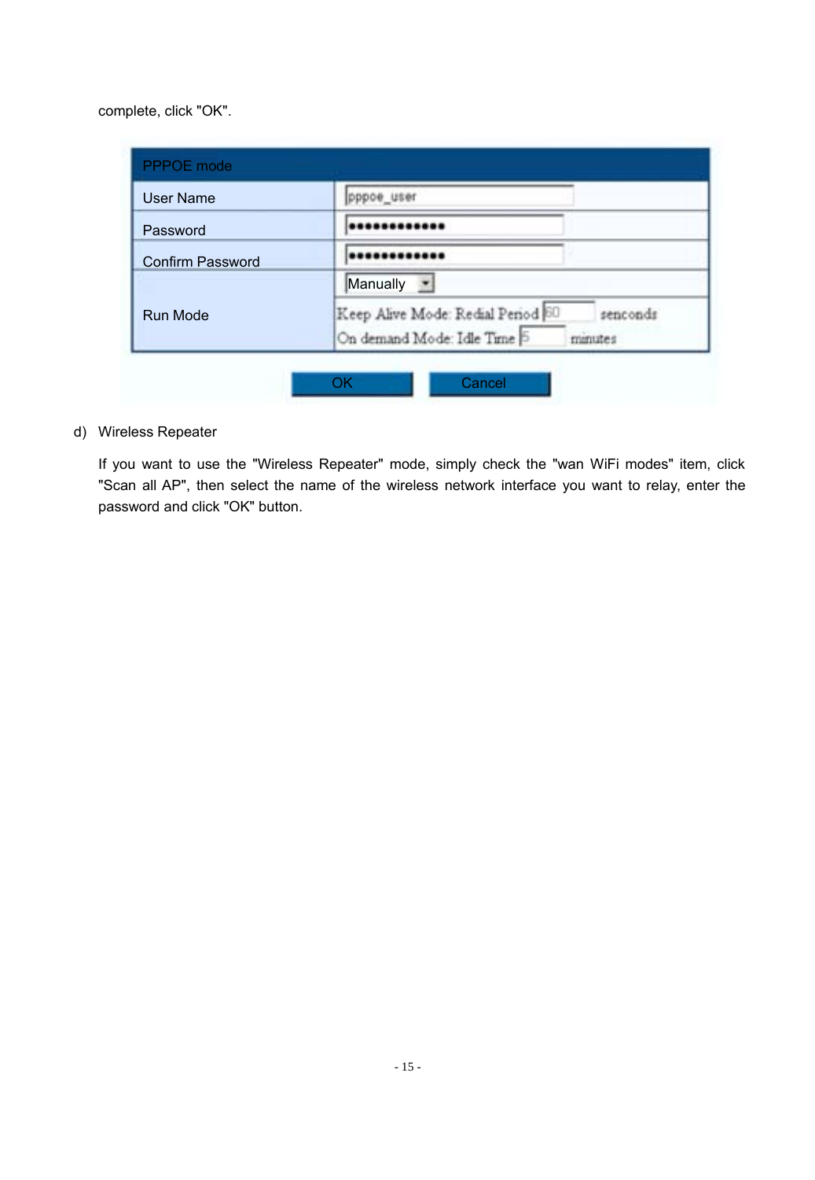complete, click "OK".

| PPPOE mode | |
|---|---|
| User Name | pppoe_user |
| Password | ●●●●●●●●●●●●● |
| Confirm Password | ●●●●●●●●●●●●● |
| Run Mode | Manually |
| | Keep Alive Mode: Redial Period 60 senconds |
| | On demand Mode: Idle Time 5 minutes |

OK Cancel

d) Wireless Repeater

If you want to use the "Wireless Repeater" mode, simply check the "wan WiFi modes" item, click "Scan all AP", then select the name of the wireless network interface you want to relay, enter the password and click "OK" button.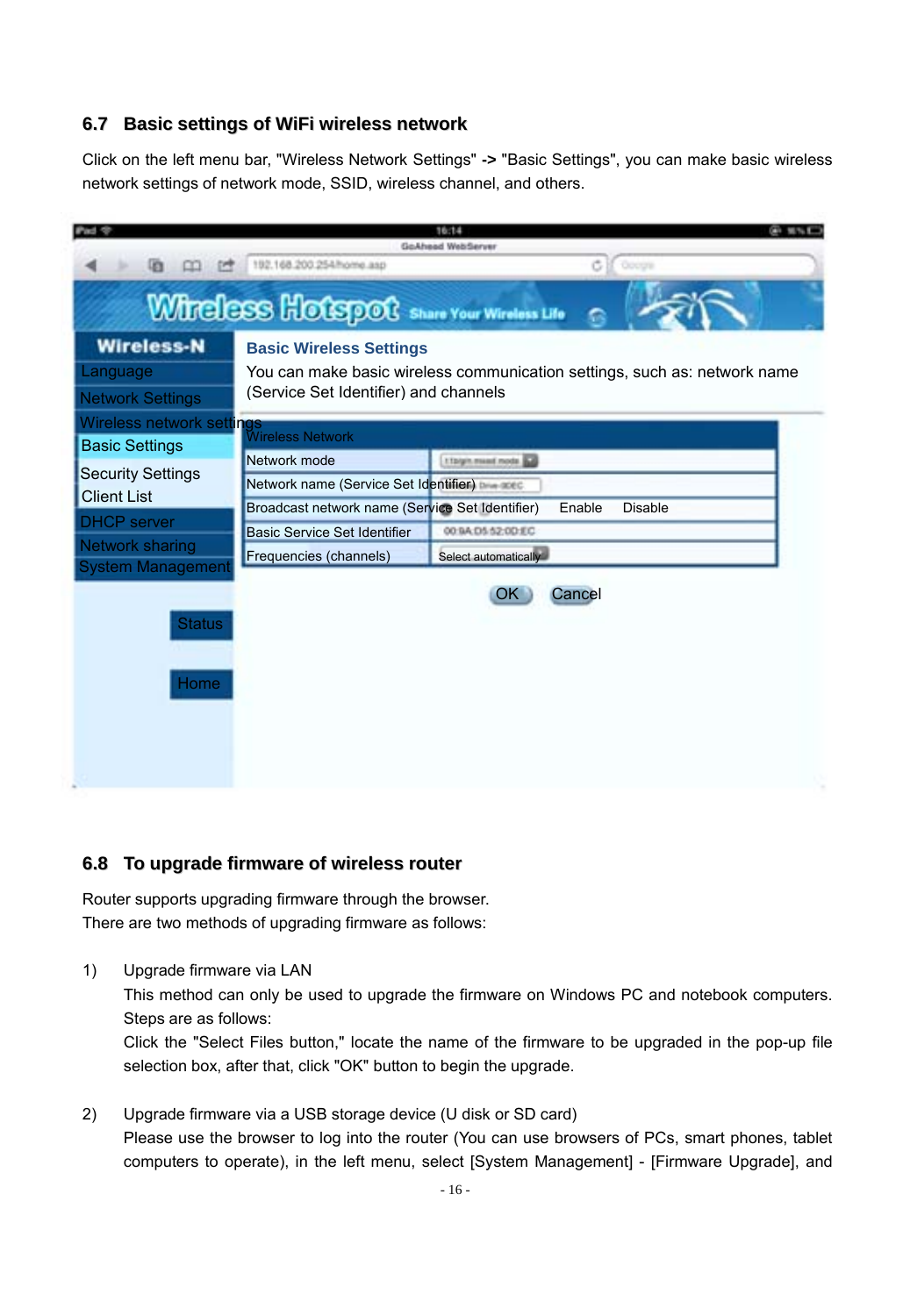## 6.7 Basic settings of WiFi wireless network

Click on the left menu bar, "Wireless Network Settings" **->** "Basic Settings", you can make basic wireless network settings of network mode, SSID, wireless channel, and others.

## 6.8 To upgrade firmware of wireless router

Router supports upgrading firmware through the browser.
There are two methods of upgrading firmware as follows:

1) Upgrade firmware via LAN
   This method can only be used to upgrade the firmware on Windows PC and notebook computers. Steps are as follows:
   Click the "Select Files button," locate the name of the firmware to be upgraded in the pop-up file selection box, after that, click "OK" button to begin the upgrade.

2) Upgrade firmware via a USB storage device (U disk or SD card)
   Please use the browser to log into the router (You can use browsers of PCs, smart phones, tablet computers to operate), in the left menu, select [System Management] - [Firmware Upgrade], and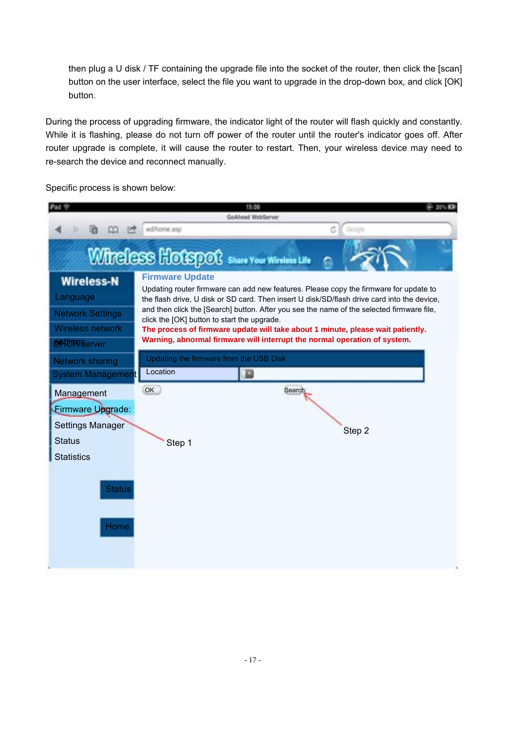then plug a U disk / TF containing the upgrade file into the socket of the router, then click the [scan] button on the user interface, select the file you want to upgrade in the drop-down box, and click [OK] button.

During the process of upgrading firmware, the indicator light of the router will flash quickly and constantly. While it is flashing, please do not turn off power of the router until the router's indicator goes off. After router upgrade is complete, it will cause the router to restart. Then, your wireless device may need to re-search the device and reconnect manually.

Specific process is shown below: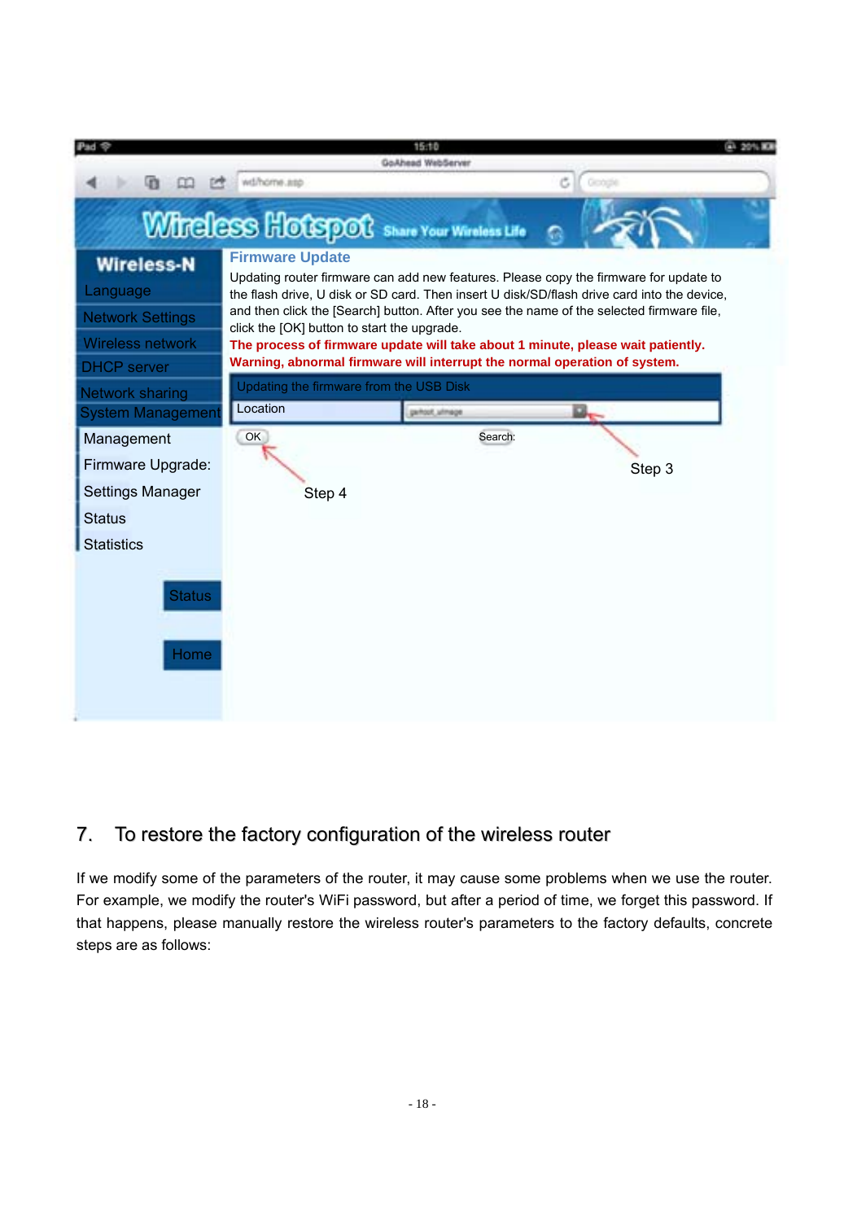## 7. To restore the factory configuration of the wireless router

If we modify some of the parameters of the router, it may cause some problems when we use the router. For example, we modify the router's WiFi password, but after a period of time, we forget this password. If that happens, please manually restore the wireless router's parameters to the factory defaults, concrete steps are as follows: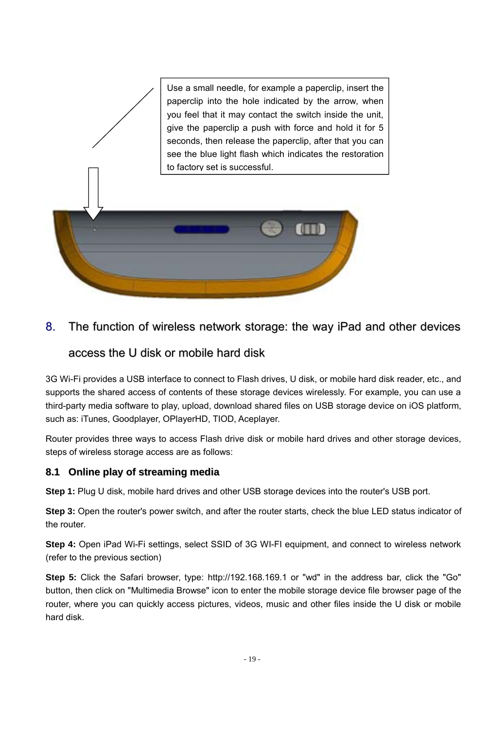Use a small needle, for example a paperclip, insert the paperclip into the hole indicated by the arrow, when you feel that it may contact the switch inside the unit, give the paperclip a push with force and hold it for 5 seconds, then release the paperclip, after that you can see the blue light flash which indicates the restoration to factory set is successful.

## 8. The function of wireless network storage: the way iPad and other devices access the U disk or mobile hard disk

3G Wi-Fi provides a USB interface to connect to Flash drives, U disk, or mobile hard disk reader, etc., and supports the shared access of contents of these storage devices wirelessly. For example, you can use a third-party media software to play, upload, download shared files on USB storage device on iOS platform, such as: iTunes, Goodplayer, OPlayerHD, TIOD, Aceplayer.

Router provides three ways to access Flash drive disk or mobile hard drives and other storage devices, steps of wireless storage access are as follows:

### 8.1 Online play of streaming media

**Step 1:** Plug U disk, mobile hard drives and other USB storage devices into the router's USB port.

**Step 3:** Open the router's power switch, and after the router starts, check the blue LED status indicator of the router.

**Step 4:** Open iPad Wi-Fi settings, select SSID of 3G WI-FI equipment, and connect to wireless network (refer to the previous section)

**Step 5:** Click the Safari browser, type: http://192.168.169.1 or "wd" in the address bar, click the "Go" button, then click on "Multimedia Browse" icon to enter the mobile storage device file browser page of the router, where you can quickly access pictures, videos, music and other files inside the U disk or mobile hard disk.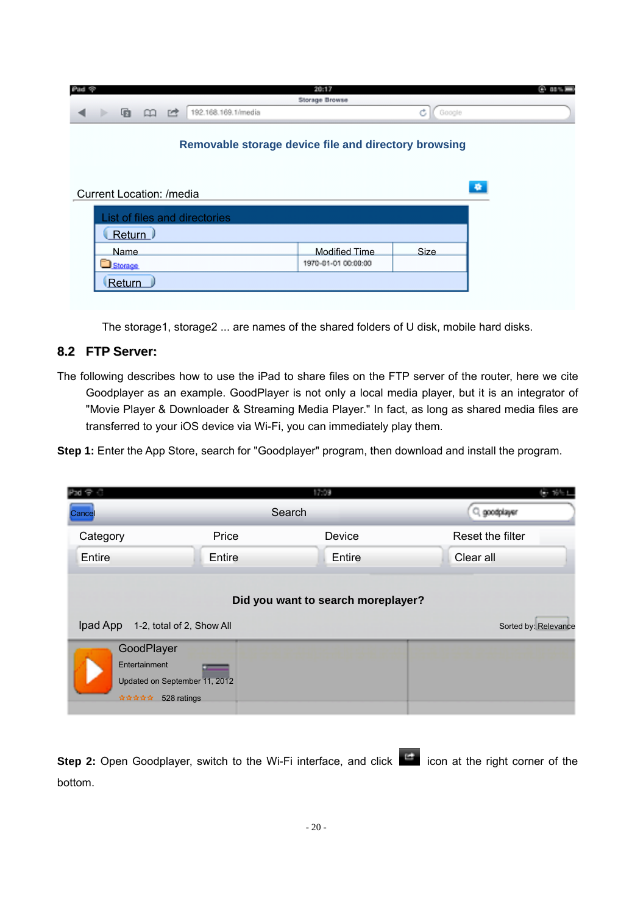The storage1, storage2 ... are names of the shared folders of U disk, mobile hard disks.

## 8.2 FTP Server:

The following describes how to use the iPad to share files on the FTP server of the router, here we cite Goodplayer as an example. GoodPlayer is not only a local media player, but it is an integrator of "Movie Player & Downloader & Streaming Media Player." In fact, as long as shared media files are transferred to your iOS device via Wi-Fi, you can immediately play them.

**Step 1:** Enter the App Store, search for "Goodplayer" program, then download and install the program.

**Step 2:** Open Goodplayer, switch to the Wi-Fi interface, and click icon at the right corner of the bottom.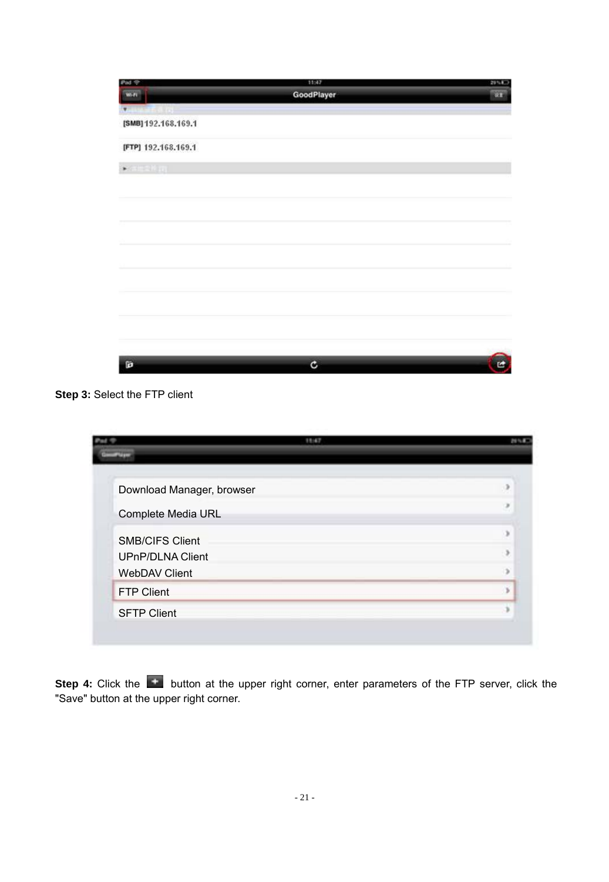**Step 3:** Select the FTP client

**Step 4:** Click the button at the upper right corner, enter parameters of the FTP server, click the "Save" button at the upper right corner.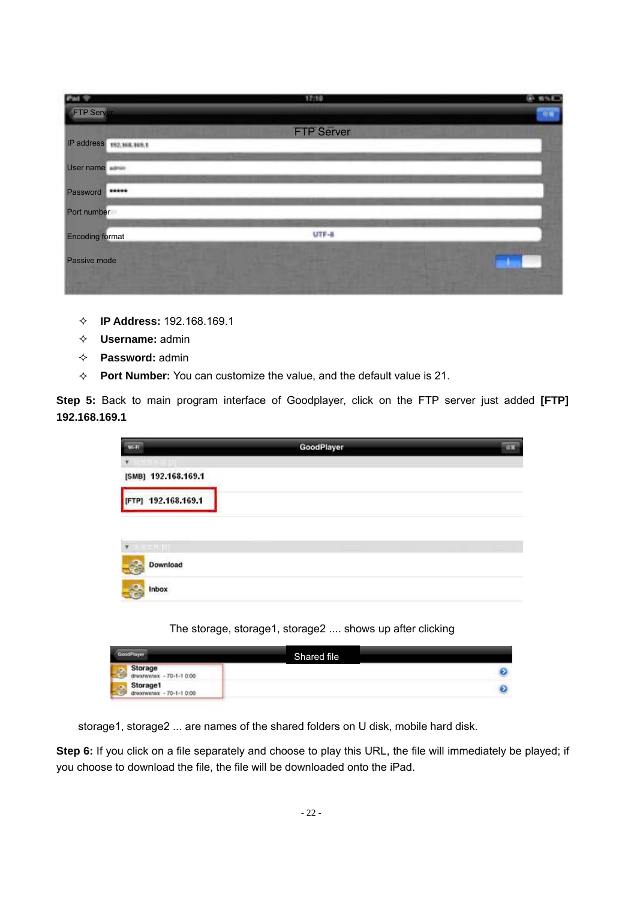- **IP Address:** 192.168.169.1
- **Username:** admin
- **Password:** admin
- **Port Number:** You can customize the value, and the default value is 21.

**Step 5:** Back to main program interface of Goodplayer, click on the FTP server just added **[FTP] 192.168.169.1**

The storage, storage1, storage2 .... shows up after clicking

storage1, storage2 ... are names of the shared folders on U disk, mobile hard disk.

**Step 6:** If you click on a file separately and choose to play this URL, the file will immediately be played; if you choose to download the file, the file will be downloaded onto the iPad.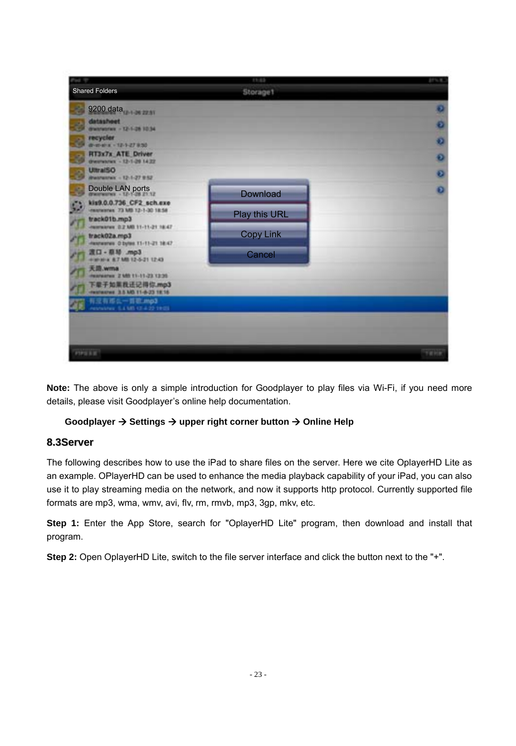**Note:** The above is only a simple introduction for Goodplayer to play files via Wi-Fi, if you need more details, please visit Goodplayer's online help documentation.

**Goodplayer → Settings → upper right corner button → Online Help**

## 8.3Server

The following describes how to use the iPad to share files on the server. Here we cite OplayerHD Lite as an example. OPlayerHD can be used to enhance the media playback capability of your iPad, you can also use it to play streaming media on the network, and now it supports http protocol. Currently supported file formats are mp3, wma, wmv, avi, flv, rm, rmvb, mp3, 3gp, mkv, etc.

**Step 1:** Enter the App Store, search for "OplayerHD Lite" program, then download and install that program.

**Step 2:** Open OplayerHD Lite, switch to the file server interface and click the button next to the "+".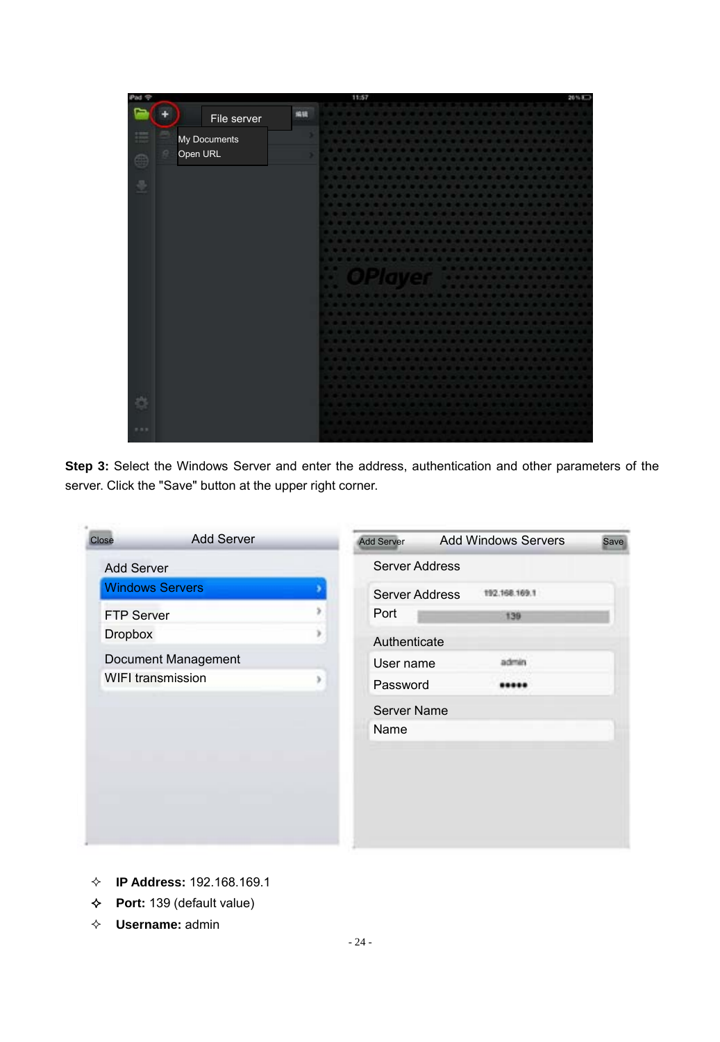**Step 3:** Select the Windows Server and enter the address, authentication and other parameters of the server. Click the "Save" button at the upper right corner.

- ✧ **IP Address:** 192.168.169.1
- ✧ **Port:** 139 (default value)
- ✧ **Username:** admin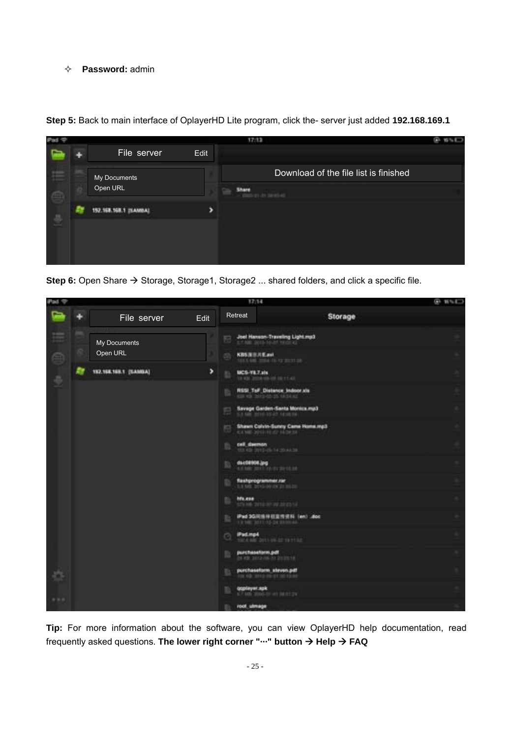✧ **Password:** admin

**Step 5:** Back to main interface of OplayerHD Lite program, click the- server just added **192.168.169.1**

**Step 6:** Open Share → Storage, Storage1, Storage2 ... shared folders, and click a specific file.

**Tip:** For more information about the software, you can view OplayerHD help documentation, read frequently asked questions. **The lower right corner "···" button → Help → FAQ**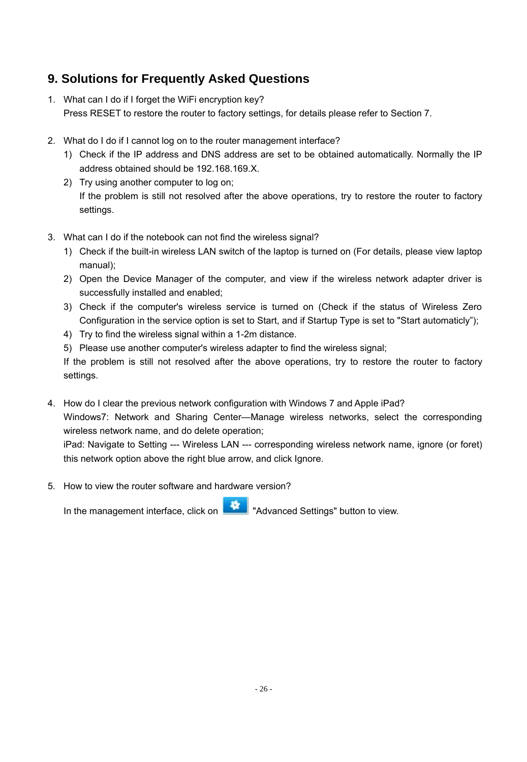## 9. Solutions for Frequently Asked Questions

1. What can I do if I forget the WiFi encryption key?
   Press RESET to restore the router to factory settings, for details please refer to Section 7.

2. What do I do if I cannot log on to the router management interface?
   1) Check if the IP address and DNS address are set to be obtained automatically. Normally the IP address obtained should be 192.168.169.X.
   2) Try using another computer to log on;
      If the problem is still not resolved after the above operations, try to restore the router to factory settings.

3. What can I do if the notebook can not find the wireless signal?
   1) Check if the built-in wireless LAN switch of the laptop is turned on (For details, please view laptop manual);
   2) Open the Device Manager of the computer, and view if the wireless network adapter driver is successfully installed and enabled;
   3) Check if the computer's wireless service is turned on (Check if the status of Wireless Zero Configuration in the service option is set to Start, and if Startup Type is set to "Start automaticly");
   4) Try to find the wireless signal within a 1-2m distance.
   5) Please use another computer's wireless adapter to find the wireless signal;

   If the problem is still not resolved after the above operations, try to restore the router to factory settings.

4. How do I clear the previous network configuration with Windows 7 and Apple iPad?
   Windows7: Network and Sharing Center—Manage wireless networks, select the corresponding wireless network name, and do delete operation;
   iPad: Navigate to Setting --- Wireless LAN --- corresponding wireless network name, ignore (or foret) this network option above the right blue arrow, and click Ignore.

5. How to view the router software and hardware version?
   In the management interface, click on "Advanced Settings" button to view.